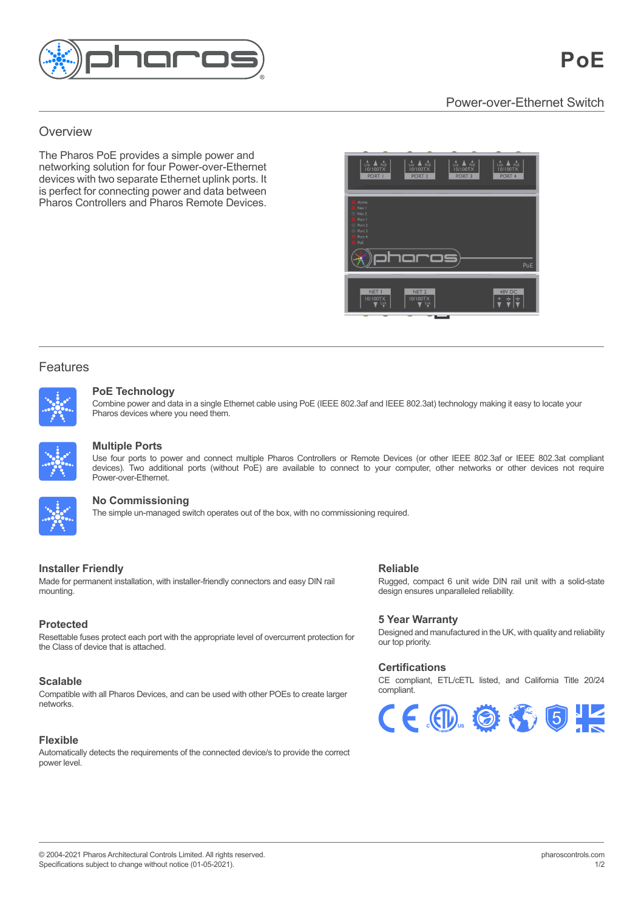# PoE

Power-over-Ethernet Switch

## Overview

The Pharos PoE provides a simple power and networking solution for four Power-over-Ethernet devices with two separate Ethernet uplink ports. It is perfect for connecting power and data between Pharos Controllers and Pharos Remote Devices.

## Features

### PoE Technology

Combine power and data in a single Ethernet cable using PoE (IEEE 802.3af and IEEE 802.3at) technology making it easy to locate your Pharos devices where you need them.

### Multiple Ports

Use four ports to power and connect multiple Pharos Controllers or Remote Devices (or other IEEE 802.3af or IEEE 802.3at compliant devices). Two additional ports (without PoE) are available to connect to your computer, other networks or other devices not require Power-over-Ethernet.

### No Commissioning

The simple un-managed switch operates out of the box, with no commissioning required.

### Installer Friendly

Made for permanent installation, with installer-friendly connectors and easy DIN rail mounting.

### Protected

Resettable fuses protect each port with the appropriate level of overcurrent protection for the Class of device that is attached.

### Scalable

Compatible with all Pharos Devices, and can be used with other POEs to create larger networks.

### Flexible

Automatically detects the requirements of the connected device/s to provide the correct power level.

### Reliable

Rugged, compact 6 unit wide DIN rail unit with a solid-state design ensures unparalleled reliability.

### 5 Year Warranty

Designed and manufactured in the UK, with quality and reliability our top priority.

### Certifications

CE compliant, ETL/cETL listed, and California Title 20/24 compliant.

© 2004-2021 Pharos Architectural Controls Limited. All rights reserved.
Specifications subject to change without notice (01-05-2021).

pharoscontrols.com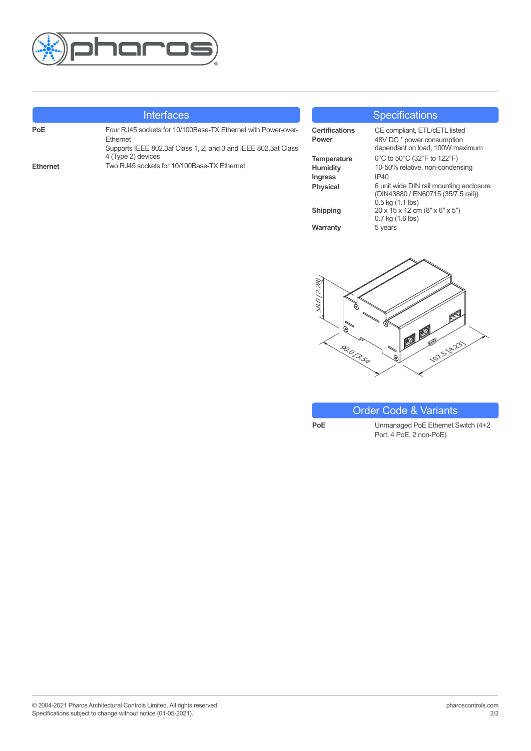## Interfaces

| | |
|---|---|
| **PoE** | Four RJ45 sockets for 10/100Base-TX Ethernet with Power-over-Ethernet<br>Supports IEEE 802.3af Class 1, 2, and 3 and IEEE 802.3at Class 4 (Type 2) devices |
| **Ethernet** | Two RJ45 sockets for 10/100Base-TX Ethernet |

## Specifications

| | |
|---|---|
| **Certifications** | CE compliant, ETL/cETL listed |
| **Power** | 48V DC * power consumption dependant on load, 100W maximum |
| **Temperature** | 0°C to 50°C (32°F to 122°F) |
| **Humidity** | 10-50% relative, non-condensing |
| **Ingress** | IP40 |
| **Physical** | 6 unit wide DIN rail mounting enclosure (DIN43880 / EN60715 (35/7.5 rail))<br>0.5 kg (1.1 lbs) |
| **Shipping** | 20 x 15 x 12 cm (8″ x 6″ x 5″)<br>0.7 kg (1.6 lbs) |
| **Warranty** | 5 years |

58.0 [2.28]
90.0 [3.54]
107.5 [4.23]

## Order Code & Variants

| | |
|---|---|
| **PoE** | Unmanaged PoE Ethernet Switch (4+2 Port: 4 PoE, 2 non-PoE) |

© 2004-2021 Pharos Architectural Controls Limited. All rights reserved.
Specifications subject to change without notice (01-05-2021).

pharoscontrols.com